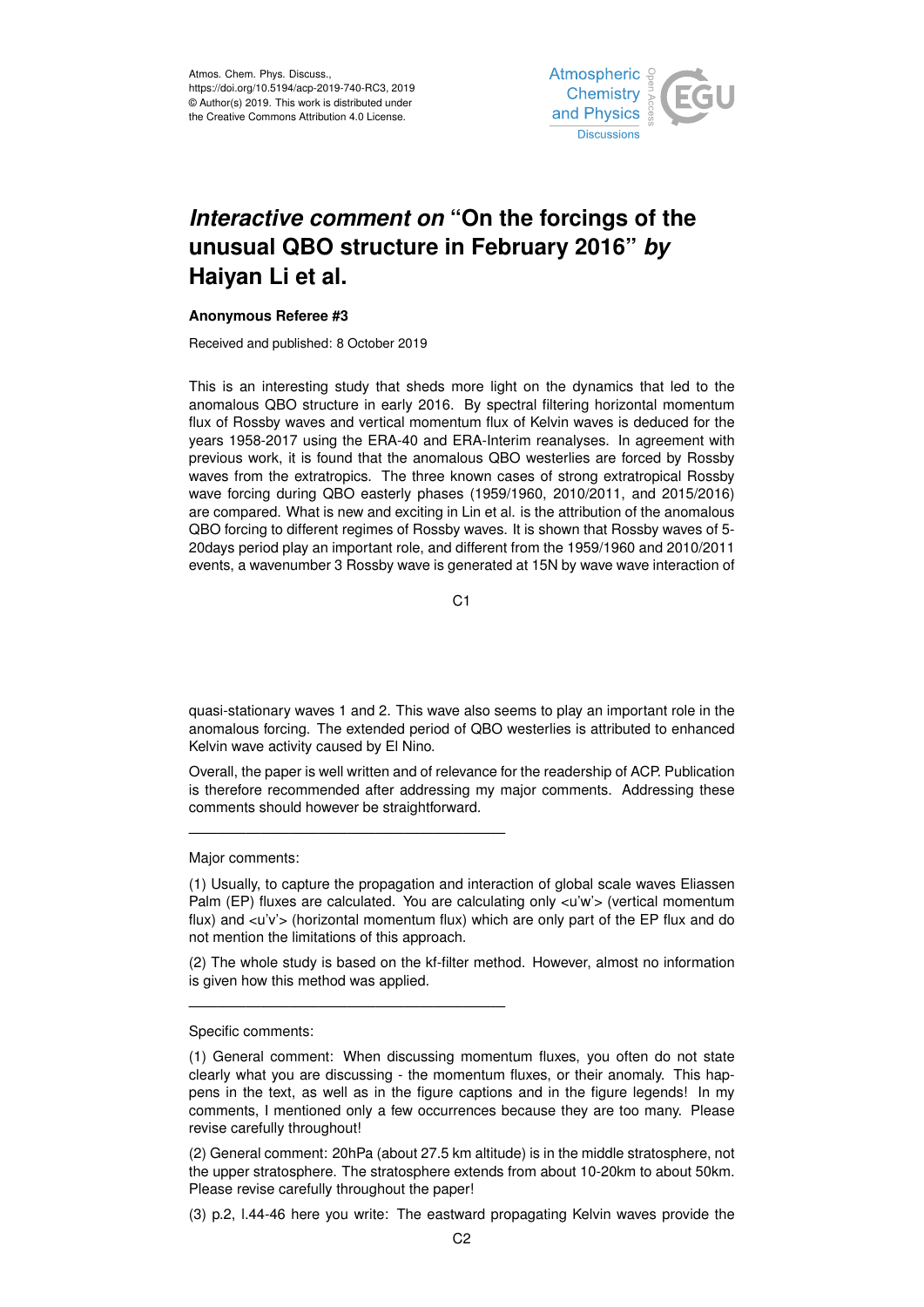Atmos. Chem. Phys. Discuss.,
https://doi.org/10.5194/acp-2019-740-RC3, 2019
© Author(s) 2019. This work is distributed under
the Creative Commons Attribution 4.0 License.

# *Interactive comment on* "On the forcings of the unusual QBO structure in February 2016" *by* Haiyan Li et al.

**Anonymous Referee #3**

Received and published: 8 October 2019

This is an interesting study that sheds more light on the dynamics that led to the anomalous QBO structure in early 2016. By spectral filtering horizontal momentum flux of Rossby waves and vertical momentum flux of Kelvin waves is deduced for the years 1958-2017 using the ERA-40 and ERA-Interim reanalyses. In agreement with previous work, it is found that the anomalous QBO westerlies are forced by Rossby waves from the extratropics. The three known cases of strong extratropical Rossby wave forcing during QBO easterly phases (1959/1960, 2010/2011, and 2015/2016) are compared. What is new and exciting in Lin et al. is the attribution of the anomalous QBO forcing to different regimes of Rossby waves. It is shown that Rossby waves of 5-20days period play an important role, and different from the 1959/1960 and 2010/2011 events, a wavenumber 3 Rossby wave is generated at 15N by wave wave interaction of quasi-stationary waves 1 and 2. This wave also seems to play an important role in the anomalous forcing. The extended period of QBO westerlies is attributed to enhanced Kelvin wave activity caused by El Nino.

Overall, the paper is well written and of relevance for the readership of ACP. Publication is therefore recommended after addressing my major comments. Addressing these comments should however be straightforward.

---

Major comments:

(1) Usually, to capture the propagation and interaction of global scale waves Eliassen Palm (EP) fluxes are calculated. You are calculating only <u'w'> (vertical momentum flux) and <u'v'> (horizontal momentum flux) which are only part of the EP flux and do not mention the limitations of this approach.

(2) The whole study is based on the kf-filter method. However, almost no information is given how this method was applied.

---

Specific comments:

(1) General comment: When discussing momentum fluxes, you often do not state clearly what you are discussing - the momentum fluxes, or their anomaly. This happens in the text, as well as in the figure captions and in the figure legends! In my comments, I mentioned only a few occurrences because they are too many. Please revise carefully throughout!

(2) General comment: 20hPa (about 27.5 km altitude) is in the middle stratosphere, not the upper stratosphere. The stratosphere extends from about 10-20km to about 50km. Please revise carefully throughout the paper!

(3) p.2, l.44-46 here you write: The eastward propagating Kelvin waves provide the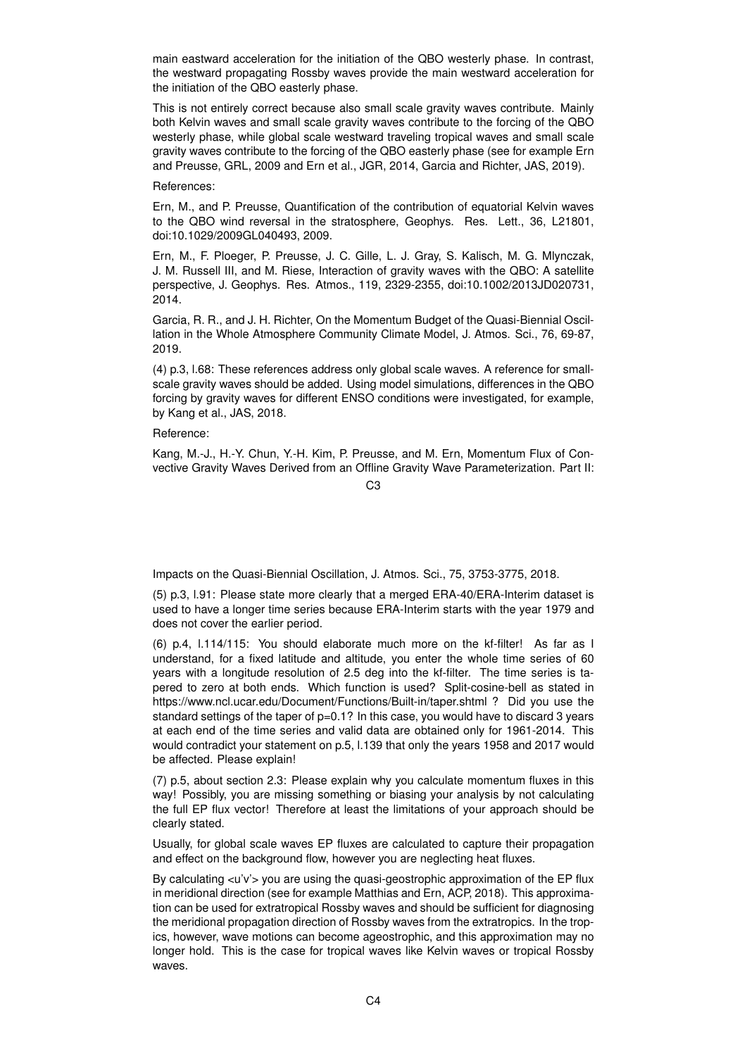main eastward acceleration for the initiation of the QBO westerly phase. In contrast, the westward propagating Rossby waves provide the main westward acceleration for the initiation of the QBO easterly phase.

This is not entirely correct because also small scale gravity waves contribute. Mainly both Kelvin waves and small scale gravity waves contribute to the forcing of the QBO westerly phase, while global scale westward traveling tropical waves and small scale gravity waves contribute to the forcing of the QBO easterly phase (see for example Ern and Preusse, GRL, 2009 and Ern et al., JGR, 2014, Garcia and Richter, JAS, 2019).

References:

Ern, M., and P. Preusse, Quantification of the contribution of equatorial Kelvin waves to the QBO wind reversal in the stratosphere, Geophys. Res. Lett., 36, L21801, doi:10.1029/2009GL040493, 2009.

Ern, M., F. Ploeger, P. Preusse, J. C. Gille, L. J. Gray, S. Kalisch, M. G. Mlynczak, J. M. Russell III, and M. Riese, Interaction of gravity waves with the QBO: A satellite perspective, J. Geophys. Res. Atmos., 119, 2329-2355, doi:10.1002/2013JD020731, 2014.

Garcia, R. R., and J. H. Richter, On the Momentum Budget of the Quasi-Biennial Oscillation in the Whole Atmosphere Community Climate Model, J. Atmos. Sci., 76, 69-87, 2019.

(4) p.3, l.68: These references address only global scale waves. A reference for small-scale gravity waves should be added. Using model simulations, differences in the QBO forcing by gravity waves for different ENSO conditions were investigated, for example, by Kang et al., JAS, 2018.

Reference:

Kang, M.-J., H.-Y. Chun, Y.-H. Kim, P. Preusse, and M. Ern, Momentum Flux of Convective Gravity Waves Derived from an Offline Gravity Wave Parameterization. Part II: Impacts on the Quasi-Biennial Oscillation, J. Atmos. Sci., 75, 3753-3775, 2018.

(5) p.3, l.91: Please state more clearly that a merged ERA-40/ERA-Interim dataset is used to have a longer time series because ERA-Interim starts with the year 1979 and does not cover the earlier period.

(6) p.4, l.114/115: You should elaborate much more on the kf-filter! As far as I understand, for a fixed latitude and altitude, you enter the whole time series of 60 years with a longitude resolution of 2.5 deg into the kf-filter. The time series is tapered to zero at both ends. Which function is used? Split-cosine-bell as stated in https://www.ncl.ucar.edu/Document/Functions/Built-in/taper.shtml ? Did you use the standard settings of the taper of p=0.1? In this case, you would have to discard 3 years at each end of the time series and valid data are obtained only for 1961-2014. This would contradict your statement on p.5, l.139 that only the years 1958 and 2017 would be affected. Please explain!

(7) p.5, about section 2.3: Please explain why you calculate momentum fluxes in this way! Possibly, you are missing something or biasing your analysis by not calculating the full EP flux vector! Therefore at least the limitations of your approach should be clearly stated.

Usually, for global scale waves EP fluxes are calculated to capture their propagation and effect on the background flow, however you are neglecting heat fluxes.

By calculating <u'v'> you are using the quasi-geostrophic approximation of the EP flux in meridional direction (see for example Matthias and Ern, ACP, 2018). This approximation can be used for extratropical Rossby waves and should be sufficient for diagnosing the meridional propagation direction of Rossby waves from the extratropics. In the tropics, however, wave motions can become ageostrophic, and this approximation may no longer hold. This is the case for tropical waves like Kelvin waves or tropical Rossby waves.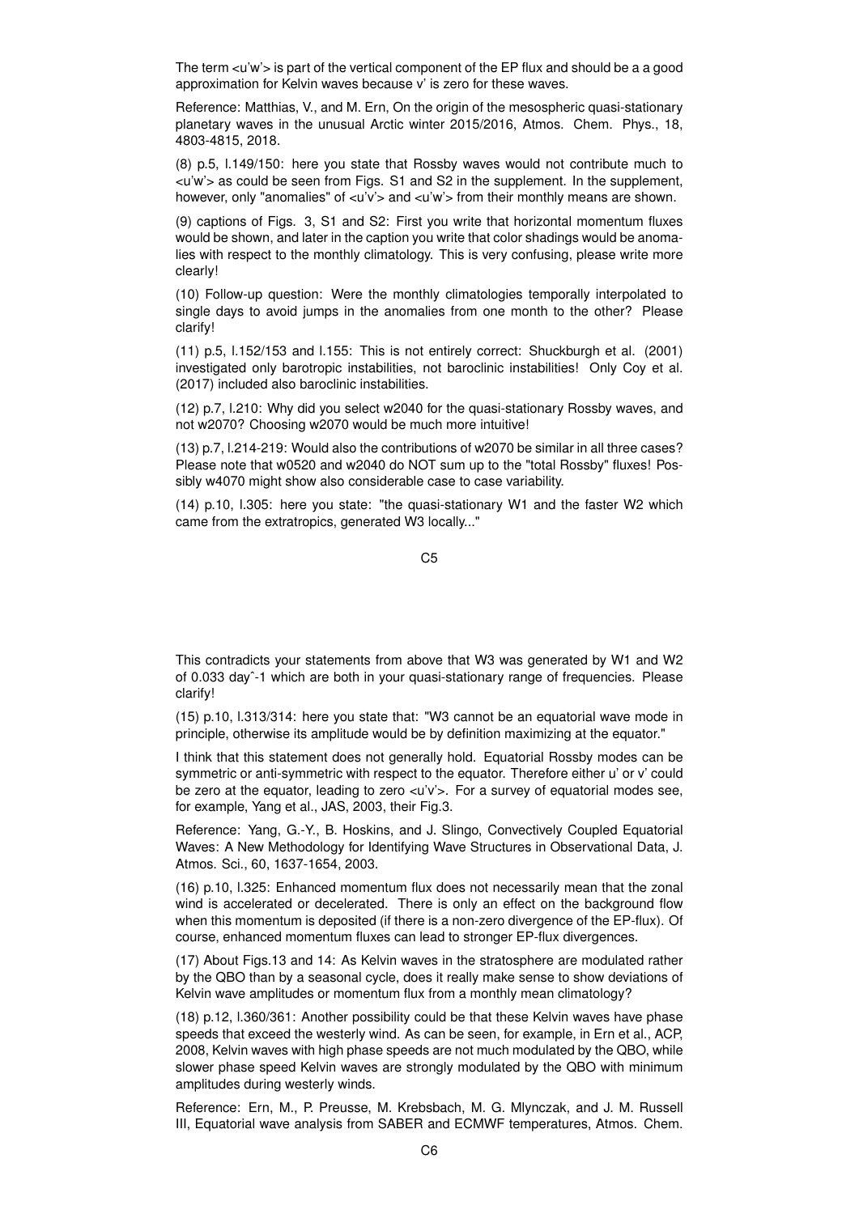The term <u'w'> is part of the vertical component of the EP flux and should be a a good approximation for Kelvin waves because v' is zero for these waves.

Reference: Matthias, V., and M. Ern, On the origin of the mesospheric quasi-stationary planetary waves in the unusual Arctic winter 2015/2016, Atmos. Chem. Phys., 18, 4803-4815, 2018.

(8) p.5, l.149/150: here you state that Rossby waves would not contribute much to <u'w'> as could be seen from Figs. S1 and S2 in the supplement. In the supplement, however, only "anomalies" of <u'v'> and <u'w'> from their monthly means are shown.

(9) captions of Figs. 3, S1 and S2: First you write that horizontal momentum fluxes would be shown, and later in the caption you write that color shadings would be anomalies with respect to the monthly climatology. This is very confusing, please write more clearly!

(10) Follow-up question: Were the monthly climatologies temporally interpolated to single days to avoid jumps in the anomalies from one month to the other? Please clarify!

(11) p.5, l.152/153 and l.155: This is not entirely correct: Shuckburgh et al. (2001) investigated only barotropic instabilities, not baroclinic instabilities! Only Coy et al. (2017) included also baroclinic instabilities.

(12) p.7, l.210: Why did you select w2040 for the quasi-stationary Rossby waves, and not w2070? Choosing w2070 would be much more intuitive!

(13) p.7, l.214-219: Would also the contributions of w2070 be similar in all three cases? Please note that w0520 and w2040 do NOT sum up to the "total Rossby" fluxes! Possibly w4070 might show also considerable case to case variability.

(14) p.10, l.305: here you state: "the quasi-stationary W1 and the faster W2 which came from the extratropics, generated W3 locally..."

This contradicts your statements from above that W3 was generated by W1 and W2 of 0.033 day^-1 which are both in your quasi-stationary range of frequencies. Please clarify!

(15) p.10, l.313/314: here you state that: "W3 cannot be an equatorial wave mode in principle, otherwise its amplitude would be by definition maximizing at the equator."

I think that this statement does not generally hold. Equatorial Rossby modes can be symmetric or anti-symmetric with respect to the equator. Therefore either u' or v' could be zero at the equator, leading to zero <u'v'>. For a survey of equatorial modes see, for example, Yang et al., JAS, 2003, their Fig.3.

Reference: Yang, G.-Y., B. Hoskins, and J. Slingo, Convectively Coupled Equatorial Waves: A New Methodology for Identifying Wave Structures in Observational Data, J. Atmos. Sci., 60, 1637-1654, 2003.

(16) p.10, l.325: Enhanced momentum flux does not necessarily mean that the zonal wind is accelerated or decelerated. There is only an effect on the background flow when this momentum is deposited (if there is a non-zero divergence of the EP-flux). Of course, enhanced momentum fluxes can lead to stronger EP-flux divergences.

(17) About Figs.13 and 14: As Kelvin waves in the stratosphere are modulated rather by the QBO than by a seasonal cycle, does it really make sense to show deviations of Kelvin wave amplitudes or momentum flux from a monthly mean climatology?

(18) p.12, l.360/361: Another possibility could be that these Kelvin waves have phase speeds that exceed the westerly wind. As can be seen, for example, in Ern et al., ACP, 2008, Kelvin waves with high phase speeds are not much modulated by the QBO, while slower phase speed Kelvin waves are strongly modulated by the QBO with minimum amplitudes during westerly winds.

Reference: Ern, M., P. Preusse, M. Krebsbach, M. G. Mlynczak, and J. M. Russell III, Equatorial wave analysis from SABER and ECMWF temperatures, Atmos. Chem.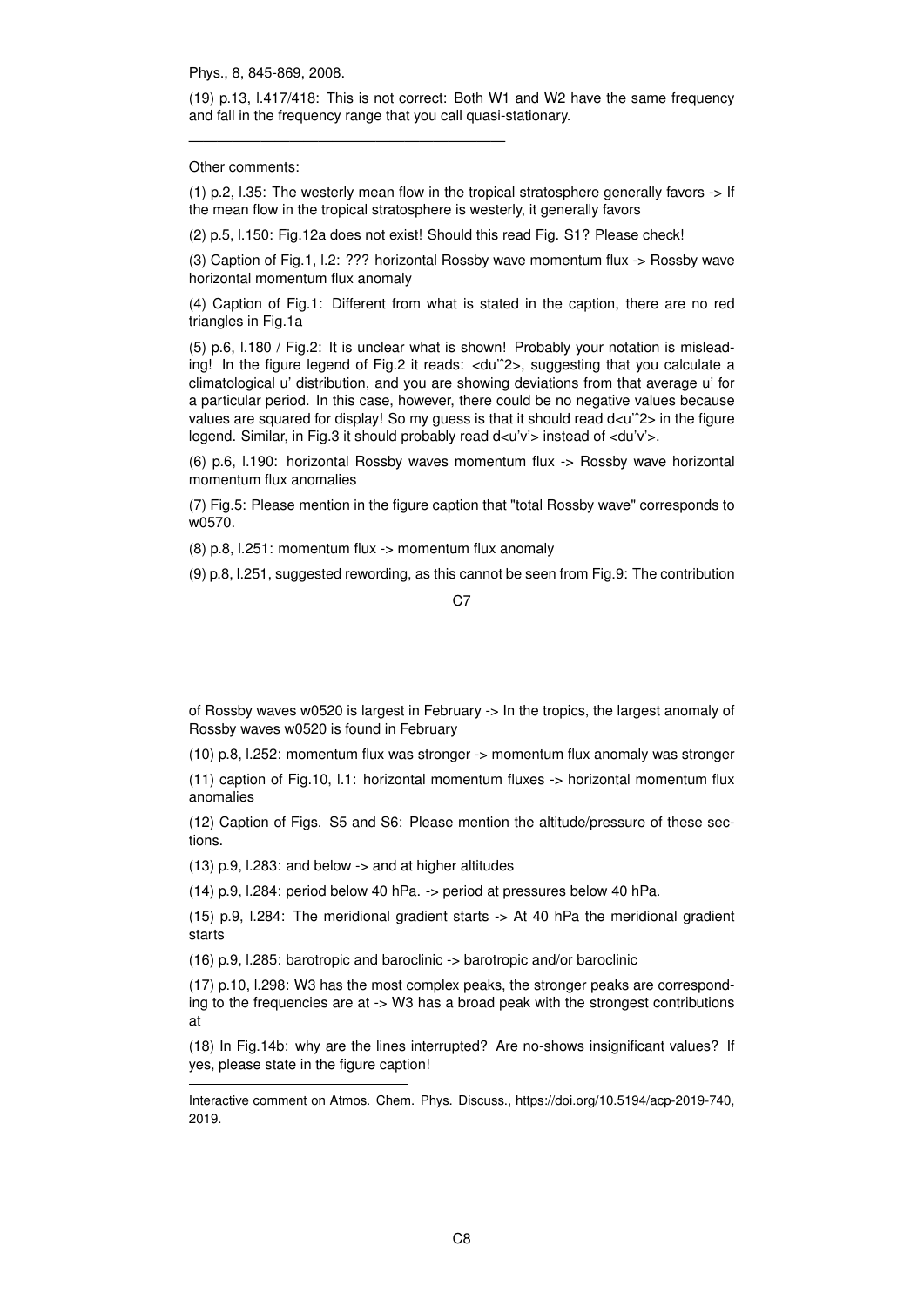Phys., 8, 845-869, 2008.

(19) p.13, l.417/418: This is not correct: Both W1 and W2 have the same frequency and fall in the frequency range that you call quasi-stationary.

---

Other comments:

(1) p.2, l.35: The westerly mean flow in the tropical stratosphere generally favors -> If the mean flow in the tropical stratosphere is westerly, it generally favors

(2) p.5, l.150: Fig.12a does not exist! Should this read Fig. S1? Please check!

(3) Caption of Fig.1, l.2: ??? horizontal Rossby wave momentum flux -> Rossby wave horizontal momentum flux anomaly

(4) Caption of Fig.1: Different from what is stated in the caption, there are no red triangles in Fig.1a

(5) p.6, l.180 / Fig.2: It is unclear what is shown! Probably your notation is misleading! In the figure legend of Fig.2 it reads: <du'ˆ2>, suggesting that you calculate a climatological u' distribution, and you are showing deviations from that average u' for a particular period. In this case, however, there could be no negative values because values are squared for display! So my guess is that it should read d<u'ˆ2> in the figure legend. Similar, in Fig.3 it should probably read d<u'v'> instead of <du'v'>.

(6) p.6, l.190: horizontal Rossby waves momentum flux -> Rossby wave horizontal momentum flux anomalies

(7) Fig.5: Please mention in the figure caption that "total Rossby wave" corresponds to w0570.

(8) p.8, l.251: momentum flux -> momentum flux anomaly

(9) p.8, l.251, suggested rewording, as this cannot be seen from Fig.9: The contribution of Rossby waves w0520 is largest in February -> In the tropics, the largest anomaly of Rossby waves w0520 is found in February

(10) p.8, l.252: momentum flux was stronger -> momentum flux anomaly was stronger

(11) caption of Fig.10, l.1: horizontal momentum fluxes -> horizontal momentum flux anomalies

(12) Caption of Figs. S5 and S6: Please mention the altitude/pressure of these sections.

(13) p.9, l.283: and below -> and at higher altitudes

(14) p.9, l.284: period below 40 hPa. -> period at pressures below 40 hPa.

(15) p.9, l.284: The meridional gradient starts -> At 40 hPa the meridional gradient starts

(16) p.9, l.285: barotropic and baroclinic -> barotropic and/or baroclinic

(17) p.10, l.298: W3 has the most complex peaks, the stronger peaks are corresponding to the frequencies are at -> W3 has a broad peak with the strongest contributions at

(18) In Fig.14b: why are the lines interrupted? Are no-shows insignificant values? If yes, please state in the figure caption!

---

Interactive comment on Atmos. Chem. Phys. Discuss., https://doi.org/10.5194/acp-2019-740, 2019.